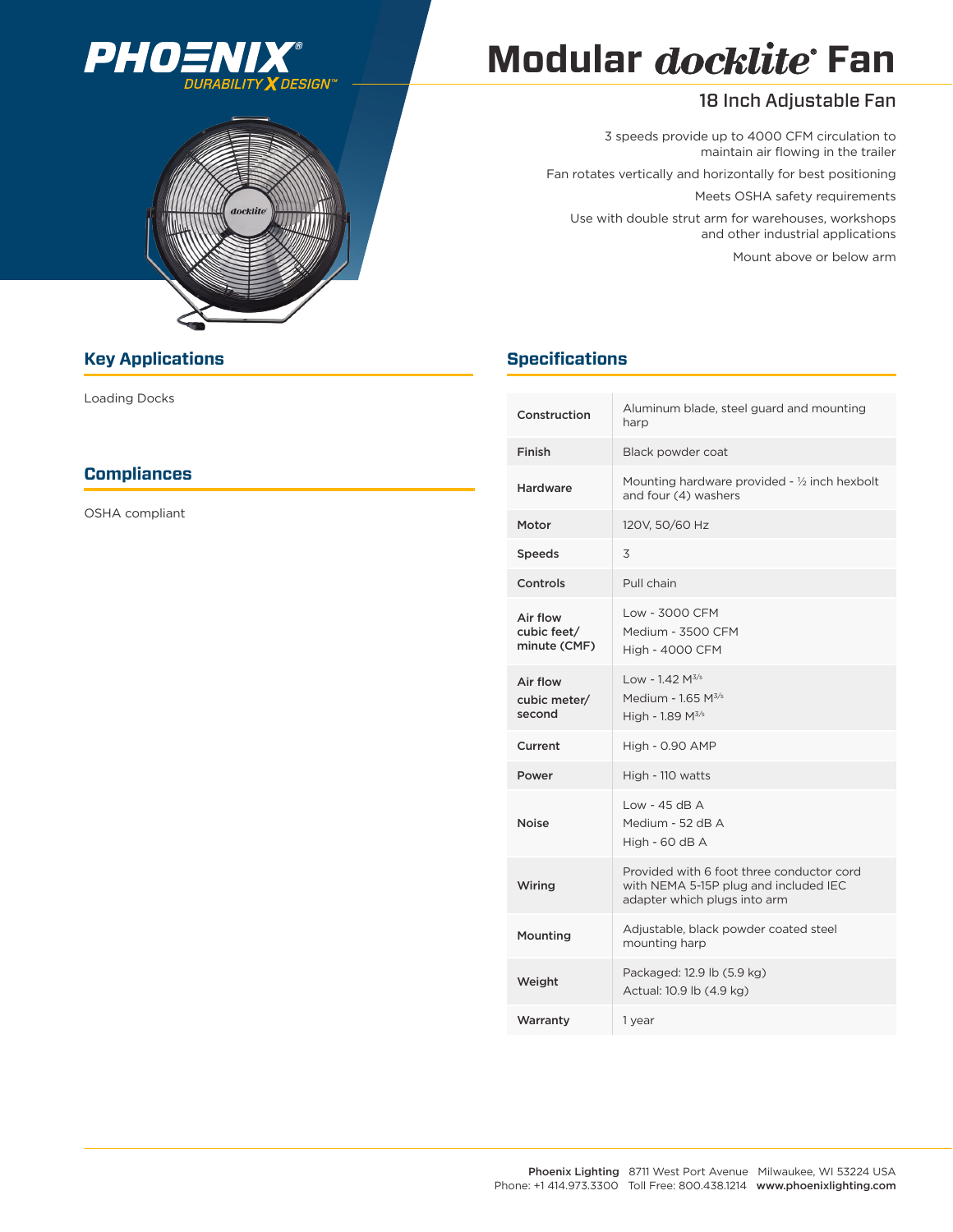PHOENIX®
DURABILITY X DESIGN™

# Modular docklite® Fan

## 18 Inch Adjustable Fan

3 speeds provide up to 4000 CFM circulation to maintain air flowing in the trailer

Fan rotates vertically and horizontally for best positioning

Meets OSHA safety requirements

Use with double strut arm for warehouses, workshops and other industrial applications

Mount above or below arm

## Key Applications

Loading Docks

## Compliances

OSHA compliant

## Specifications

| | |
|---|---|
| Construction | Aluminum blade, steel guard and mounting harp |
| Finish | Black powder coat |
| Hardware | Mounting hardware provided - ½ inch hexbolt and four (4) washers |
| Motor | 120V, 50/60 Hz |
| Speeds | 3 |
| Controls | Pull chain |
| Air flow cubic feet/ minute (CMF) | Low - 3000 CFM<br>Medium - 3500 CFM<br>High - 4000 CFM |
| Air flow cubic meter/ second | Low - 1.42 $M^{3/s}$<br>Medium - 1.65 $M^{3/s}$<br>High - 1.89 $M^{3/s}$ |
| Current | High - 0.90 AMP |
| Power | High - 110 watts |
| Noise | Low - 45 dB A<br>Medium - 52 dB A<br>High - 60 dB A |
| Wiring | Provided with 6 foot three conductor cord with NEMA 5-15P plug and included IEC adapter which plugs into arm |
| Mounting | Adjustable, black powder coated steel mounting harp |
| Weight | Packaged: 12.9 lb (5.9 kg)<br>Actual: 10.9 lb (4.9 kg) |
| Warranty | 1 year |

**Phoenix Lighting** 8711 West Port Avenue Milwaukee, WI 53224 USA
Phone: +1 414.973.3300 Toll Free: 800.438.1214 **www.phoenixlighting.com**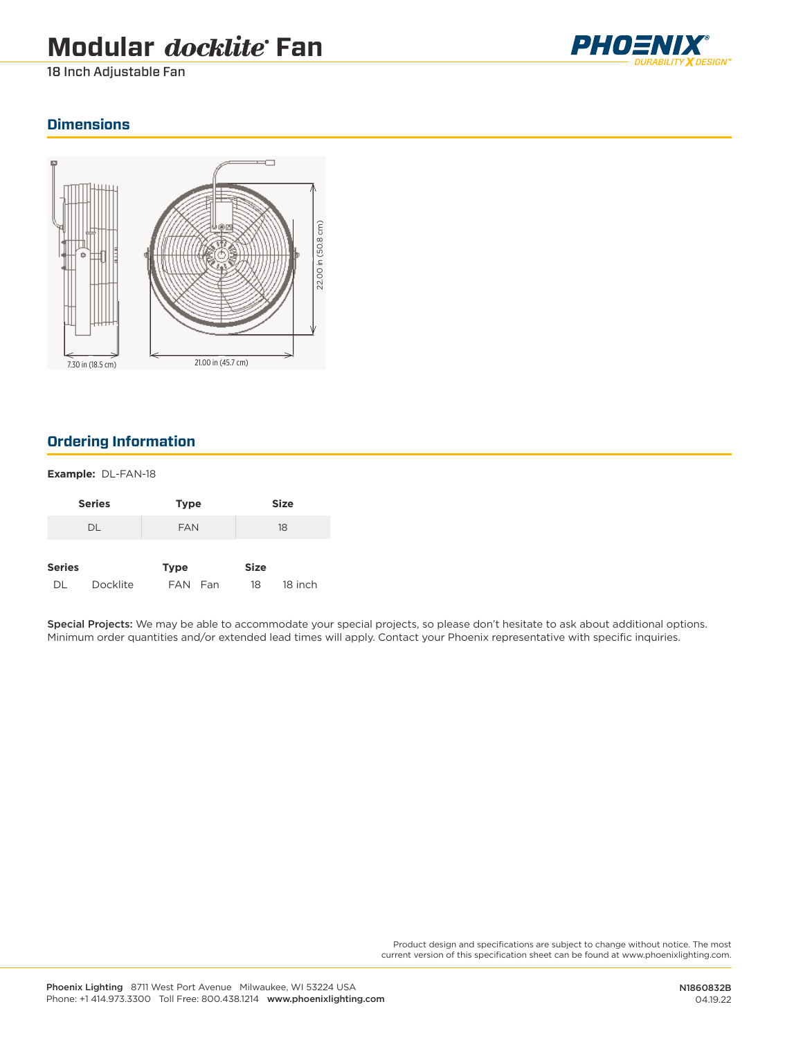# Modular *docklite* Fan

18 Inch Adjustable Fan

## Dimensions

7.30 in (18.5 cm)

21.00 in (45.7 cm)

22.00 in (50.8 cm)

## Ordering Information

**Example:** DL-FAN-18

| Series | Type | Size |
|---|---|---|
| DL | FAN | 18 |

| Series | | Type | | Size | |
|---|---|---|---|---|---|
| DL | Docklite | FAN | Fan | 18 | 18 inch |

**Special Projects:** We may be able to accommodate your special projects, so please don't hesitate to ask about additional options. Minimum order quantities and/or extended lead times will apply. Contact your Phoenix representative with specific inquiries.

Product design and specifications are subject to change without notice. The most current version of this specification sheet can be found at www.phoenixlighting.com.

**Phoenix Lighting** 8711 West Port Avenue Milwaukee, WI 53224 USA
Phone: +1 414.973.3300 Toll Free: 800.438.1214 **www.phoenixlighting.com**

**N1860832B**
04.19.22